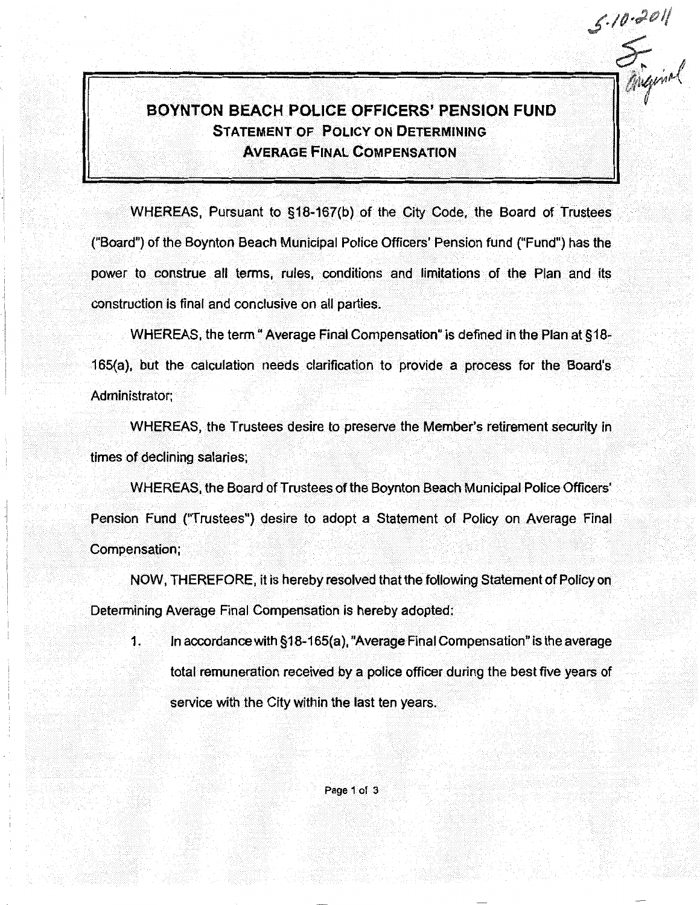5-10-2011

Original

# BOYNTON BEACH POLICE OFFICERS' PENSION FUND

## STATEMENT OF POLICY ON DETERMINING AVERAGE FINAL COMPENSATION

WHEREAS, Pursuant to §18-167(b) of the City Code, the Board of Trustees ("Board") of the Boynton Beach Municipal Police Officers' Pension fund ("Fund") has the power to construe all terms, rules, conditions and limitations of the Plan and its construction is final and conclusive on all parties.

WHEREAS, the term " Average Final Compensation" is defined in the Plan at §18-165(a), but the calculation needs clarification to provide a process for the Board's Administrator;

WHEREAS, the Trustees desire to preserve the Member's retirement security in times of declining salaries;

WHEREAS, the Board of Trustees of the Boynton Beach Municipal Police Officers' Pension Fund ("Trustees") desire to adopt a Statement of Policy on Average Final Compensation;

NOW, THEREFORE, it is hereby resolved that the following Statement of Policy on Determining Average Final Compensation is hereby adopted:

1. In accordance with §18-165(a), "Average Final Compensation" is the average total remuneration received by a police officer during the best five years of service with the City within the last ten years.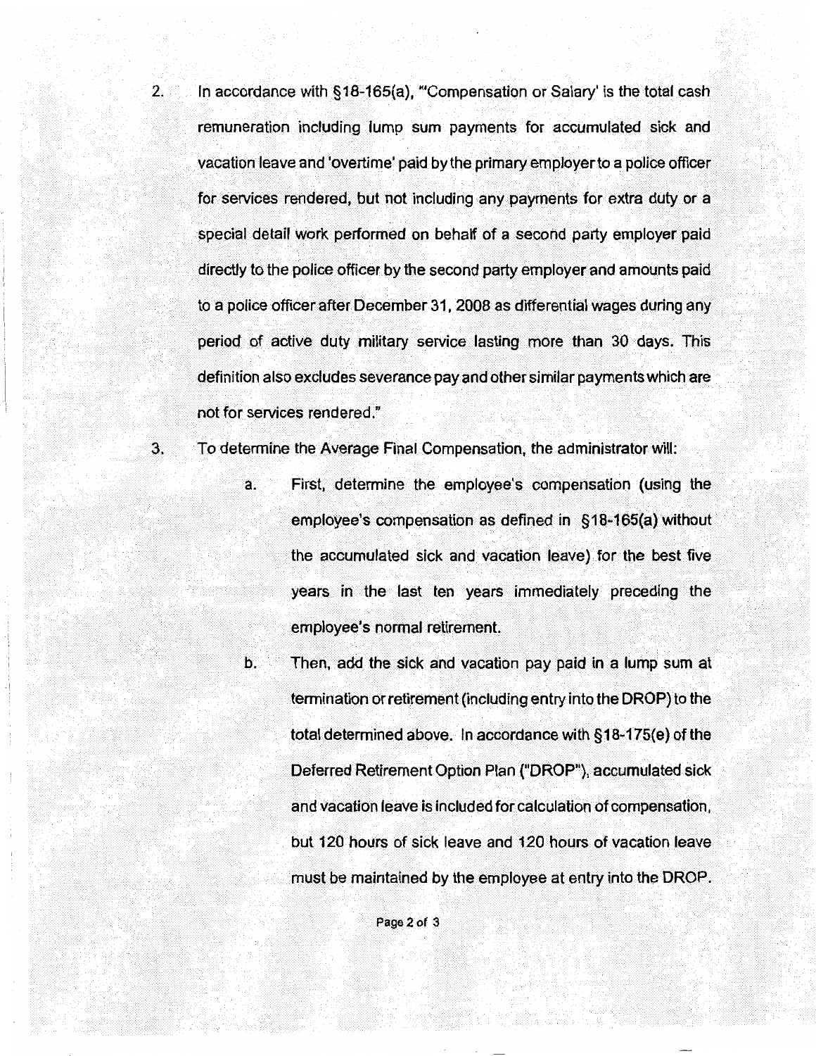2. In accordance with §18-165(a), "'Compensation or Salary' is the total cash remuneration including lump sum payments for accumulated sick and vacation leave and 'overtime' paid by the primary employer to a police officer for services rendered, but not including any payments for extra duty or a special detail work performed on behalf of a second party employer paid directly to the police officer by the second party employer and amounts paid to a police officer after December 31, 2008 as differential wages during any period of active duty military service lasting more than 30 days. This definition also excludes severance pay and other similar payments which are not for services rendered."

3. To determine the Average Final Compensation, the administrator will:

   a. First, determine the employee's compensation (using the employee's compensation as defined in §18-165(a) without the accumulated sick and vacation leave) for the best five years in the last ten years immediately preceding the employee's normal retirement.

   b. Then, add the sick and vacation pay paid in a lump sum at termination or retirement (including entry into the DROP) to the total determined above. In accordance with §18-175(e) of the Deferred Retirement Option Plan ("DROP"), accumulated sick and vacation leave is included for calculation of compensation, but 120 hours of sick leave and 120 hours of vacation leave must be maintained by the employee at entry into the DROP.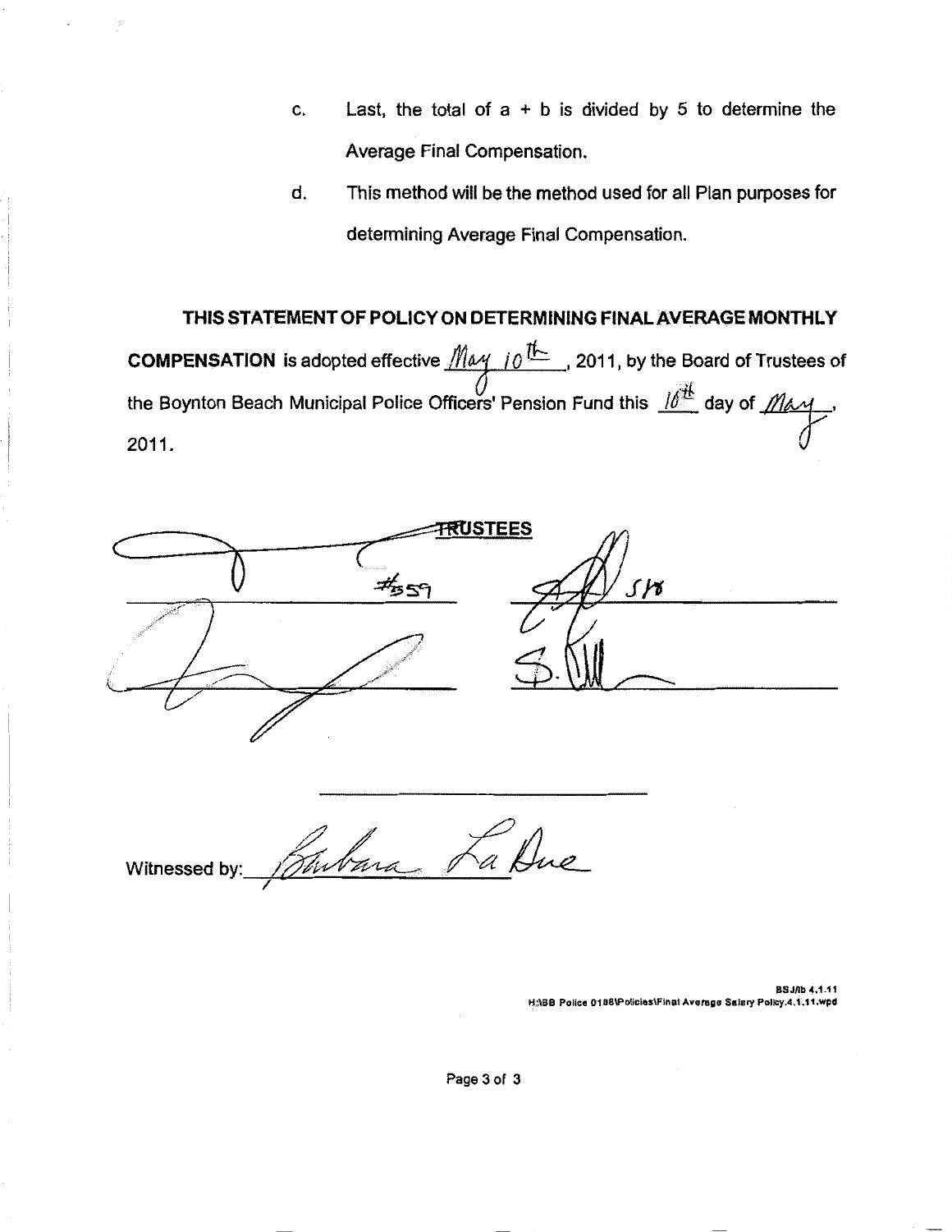c. Last, the total of a + b is divided by 5 to determine the Average Final Compensation.

d. This method will be the method used for all Plan purposes for determining Average Final Compensation.

**THIS STATEMENT OF POLICY ON DETERMINING FINAL AVERAGE MONTHLY COMPENSATION** is adopted effective May 10th, 2011, by the Board of Trustees of the Boynton Beach Municipal Police Officers' Pension Fund this 16th day of May, 2011.

**TRUSTEES**

#559

S/18

S. Hill

Witnessed by: Barbara LaDue

BSJ/lb 4.1.11
H:\BB Police 0198\Policies\Final Average Salary Policy.4.1.11.wpd